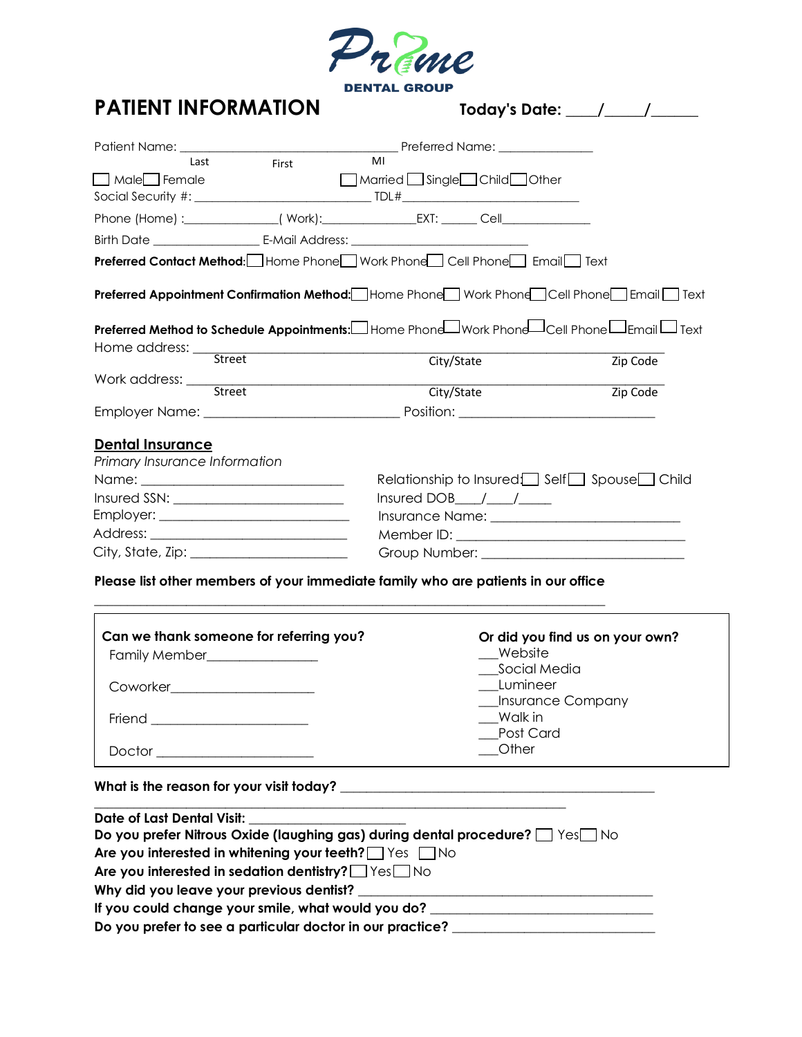**Prime**

**DENTAL GROUP**

# PATIENT INFORMATION

**Today's Date: ____/_____/______**

Patient Name: ____________________________________ Preferred Name: _______________
Last First MI

☐ Male ☐ Female ☐ Married ☐ Single ☐ Child ☐ Other

Social Security #: _____________________________ TDL#___________________________

Phone (Home) :_______________( Work):_______________EXT: ______ Cell______________

Birth Date _________________ E-Mail Address: _____________________________

**Preferred Contact Method:** ☐ Home Phone ☐ Work Phone ☐ Cell Phone ☐ Email ☐ Text

**Preferred Appointment Confirmation Method:** ☐ Home Phone ☐ Work Phone ☐ Cell Phone ☐ Email ☐ Text

**Preferred Method to Schedule Appointments:** ☐ Home Phone ☐ Work Phone ☐ Cell Phone ☐ Email ☐ Text

Home address: ________________________________________________________________
Street City/State Zip Code

Work address: _________________________________________________________________
Street City/State Zip Code

Employer Name: ______________________________ Position: ______________________________

## Dental Insurance

*Primary Insurance Information*

Name: ________________________________ Relationship to Insured: ☐ Self ☐ Spouse ☐ Child

Insured SSN: ____________________________ Insured DOB____/____/____

Employer: _______________________________ Insurance Name: _____________________________

Address: ________________________________ Member ID: _________________________________

City, State, Zip: __________________________ Group Number: ______________________________

**Please list other members of your immediate family who are patients in our office**

_______________________________________________________________________________

**Can we thank someone for referring you?**

Family Member_________________

Coworker______________________

Friend _______________________

Doctor ________________________

**Or did you find us on your own?**

___Website
___Social Media
___Lumineer
___Insurance Company
___Walk in
___Post Card
___Other

**What is the reason for your visit today?** _______________________________________________

_______________________________________________________________________________

**Date of Last Dental Visit:** ______________________

**Do you prefer Nitrous Oxide (laughing gas) during dental procedure?** ☐ Yes ☐ No

**Are you interested in whitening your teeth?** ☐ Yes ☐ No

**Are you interested in sedation dentistry?** ☐ Yes ☐ No

**Why did you leave your previous dentist?** ____________________________________________

**If you could change your smile, what would you do?** _________________________________

**Do you prefer to see a particular doctor in our practice?** _______________________________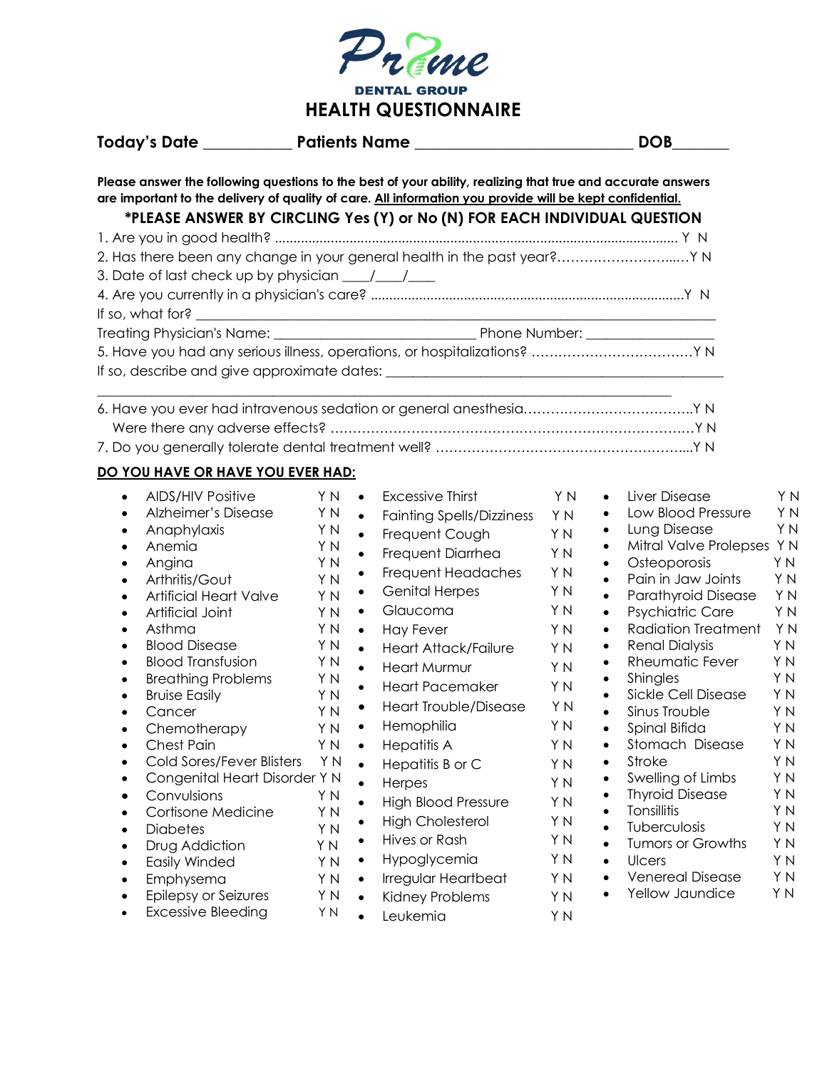# Prime DENTAL GROUP

## HEALTH QUESTIONNAIRE

**Today's Date** ___________ **Patients Name** ___________________________ **DOB**_______

**Please answer the following questions to the best of your ability, realizing that true and accurate answers are important to the delivery of quality of care. All information you provide will be kept confidential.**

**\*PLEASE ANSWER BY CIRCLING Yes (Y) or No (N) FOR EACH INDIVIDUAL QUESTION**

1. Are you in good health? ........................................................................................................ Y N
2. Has there been any change in your general health in the past year?……………………....…Y N
3. Date of last check up by physician ____/____/____
4. Are you currently in a physician's care? ...................................................................................Y N

If so, what for? ___________________________________________________________________

Treating Physician's Name: ___________________________ Phone Number: _________________

5. Have you had any serious illness, operations, or hospitalizations? ………………………………Y N

If so, describe and give approximate dates: _____________________________________________

___________________________________________________________________________

6. Have you ever had intravenous sedation or general anesthesia…………………………………Y N

   Were there any adverse effects? ……………………………………………………………………Y N

7. Do you generally tolerate dental treatment well? ………………………………………………....Y N

**DO YOU HAVE OR HAVE YOU EVER HAD:**

- AIDS/HIV Positive Y N
- Alzheimer's Disease Y N
- Anaphylaxis Y N
- Anemia Y N
- Angina Y N
- Arthritis/Gout Y N
- Artificial Heart Valve Y N
- Artificial Joint Y N
- Asthma Y N
- Blood Disease Y N
- Blood Transfusion Y N
- Breathing Problems Y N
- Bruise Easily Y N
- Cancer Y N
- Chemotherapy Y N
- Chest Pain Y N
- Cold Sores/Fever Blisters Y N
- Congenital Heart Disorder Y N
- Convulsions Y N
- Cortisone Medicine Y N
- Diabetes Y N
- Drug Addiction Y N
- Easily Winded Y N
- Emphysema Y N
- Epilepsy or Seizures Y N
- Excessive Bleeding Y N
- Excessive Thirst Y N
- Fainting Spells/Dizziness Y N
- Frequent Cough Y N
- Frequent Diarrhea Y N
- Frequent Headaches Y N
- Genital Herpes Y N
- Glaucoma Y N
- Hay Fever Y N
- Heart Attack/Failure Y N
- Heart Murmur Y N
- Heart Pacemaker Y N
- Heart Trouble/Disease Y N
- Hemophilia Y N
- Hepatitis A Y N
- Hepatitis B or C Y N
- Herpes Y N
- High Blood Pressure Y N
- High Cholesterol Y N
- Hives or Rash Y N
- Hypoglycemia Y N
- Irregular Heartbeat Y N
- Kidney Problems Y N
- Leukemia Y N
- Liver Disease Y N
- Low Blood Pressure Y N
- Lung Disease Y N
- Mitral Valve Prolepses Y N
- Osteoporosis Y N
- Pain in Jaw Joints Y N
- Parathyroid Disease Y N
- Psychiatric Care Y N
- Radiation Treatment Y N
- Renal Dialysis Y N
- Rheumatic Fever Y N
- Shingles Y N
- Sickle Cell Disease Y N
- Sinus Trouble Y N
- Spinal Bifida Y N
- Stomach Disease Y N
- Stroke Y N
- Swelling of Limbs Y N
- Thyroid Disease Y N
- Tonsillitis Y N
- Tuberculosis Y N
- Tumors or Growths Y N
- Ulcers Y N
- Venereal Disease Y N
- Yellow Jaundice Y N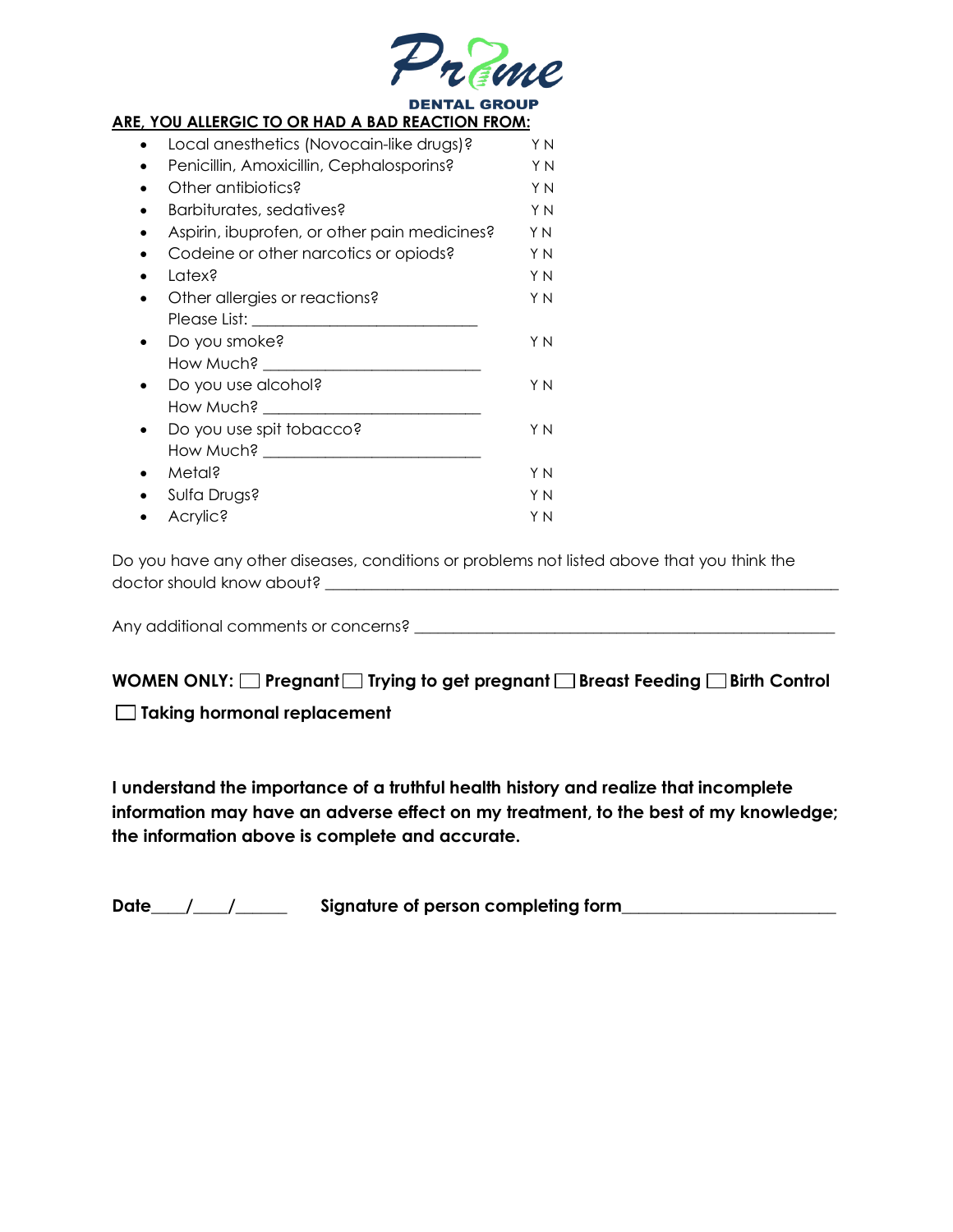**Prime DENTAL GROUP**

**ARE, YOU ALLERGIC TO OR HAD A BAD REACTION FROM:**

- Local anesthetics (Novocain-like drugs)? Y N
- Penicillin, Amoxicillin, Cephalosporins? Y N
- Other antibiotics? Y N
- Barbiturates, sedatives? Y N
- Aspirin, ibuprofen, or other pain medicines? Y N
- Codeine or other narcotics or opiods? Y N
- Latex? Y N
- Other allergies or reactions? Y N
  Please List: ___________________________
- Do you smoke? Y N
  How Much? ___________________________
- Do you use alcohol? Y N
  How Much? ___________________________
- Do you use spit tobacco? Y N
  How Much? ___________________________
- Metal? Y N
- Sulfa Drugs? Y N
- Acrylic? Y N

Do you have any other diseases, conditions or problems not listed above that you think the doctor should know about? ___________________________________________________________

Any additional comments or concerns? ___________________________________________________

**WOMEN ONLY:** ☐ **Pregnant** ☐ **Trying to get pregnant** ☐ **Breast Feeding** ☐ **Birth Control**

☐ **Taking hormonal replacement**

**I understand the importance of a truthful health history and realize that incomplete information may have an adverse effect on my treatment, to the best of my knowledge; the information above is complete and accurate.**

**Date**____/____/______ **Signature of person completing form**________________________